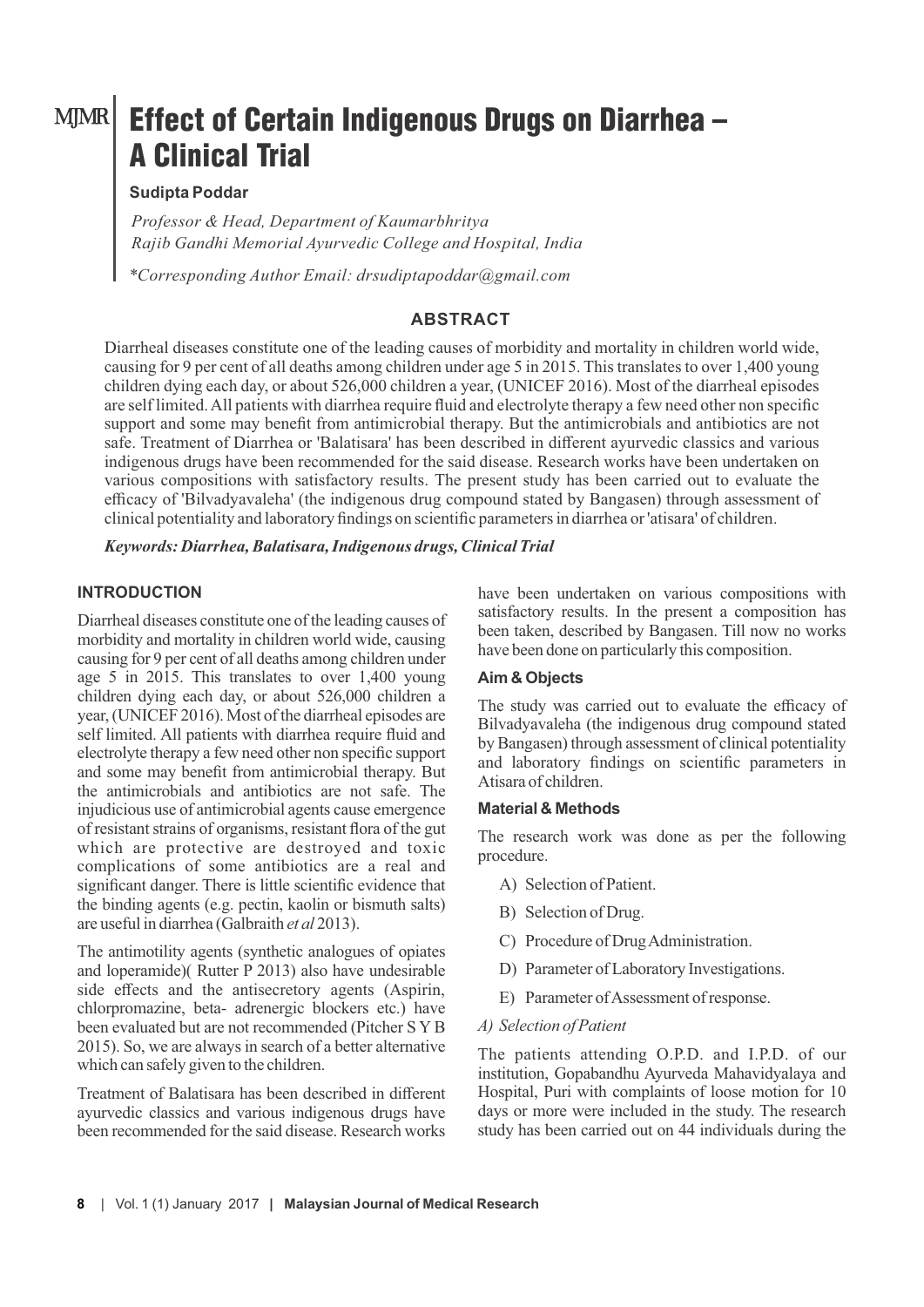MJMR

# Effect of Certain Indigenous Drugs on Diarrhea – A Clinical Trial

**Sudipta Poddar**

*Professor & Head, Department of Kaumarbhritya*
*Rajib Gandhi Memorial Ayurvedic College and Hospital, India*

*\*Corresponding Author Email: drsudiptapoddar@gmail.com*

## ABSTRACT

Diarrheal diseases constitute one of the leading causes of morbidity and mortality in children world wide, causing for 9 per cent of all deaths among children under age 5 in 2015. This translates to over 1,400 young children dying each day, or about 526,000 children a year, (UNICEF 2016). Most of the diarrheal episodes are self limited. All patients with diarrhea require fluid and electrolyte therapy a few need other non specific support and some may benefit from antimicrobial therapy. But the antimicrobials and antibiotics are not safe. Treatment of Diarrhea or 'Balatisara' has been described in different ayurvedic classics and various indigenous drugs have been recommended for the said disease. Research works have been undertaken on various compositions with satisfactory results. The present study has been carried out to evaluate the efficacy of 'Bilvadyavaleha' (the indigenous drug compound stated by Bangasen) through assessment of clinical potentiality and laboratory findings on scientific parameters in diarrhea or 'atisara' of children.

***Keywords: Diarrhea, Balatisara, Indigenous drugs, Clinical Trial***

## INTRODUCTION

Diarrheal diseases constitute one of the leading causes of morbidity and mortality in children world wide, causing causing for 9 per cent of all deaths among children under age 5 in 2015. This translates to over 1,400 young children dying each day, or about 526,000 children a year, (UNICEF 2016). Most of the diarrheal episodes are self limited. All patients with diarrhea require fluid and electrolyte therapy a few need other non specific support and some may benefit from antimicrobial therapy. But the antimicrobials and antibiotics are not safe. The injudicious use of antimicrobial agents cause emergence of resistant strains of organisms, resistant flora of the gut which are protective are destroyed and toxic complications of some antibiotics are a real and significant danger. There is little scientific evidence that the binding agents (e.g. pectin, kaolin or bismuth salts) are useful in diarrhea (Galbraith *et al* 2013).

The antimotility agents (synthetic analogues of opiates and loperamide)( Rutter P 2013) also have undesirable side effects and the antisecretory agents (Aspirin, chlorpromazine, beta- adrenergic blockers etc.) have been evaluated but are not recommended (Pitcher S Y B 2015). So, we are always in search of a better alternative which can safely given to the children.

Treatment of Balatisara has been described in different ayurvedic classics and various indigenous drugs have been recommended for the said disease. Research works have been undertaken on various compositions with satisfactory results. In the present a composition has been taken, described by Bangasen. Till now no works have been done on particularly this composition.

### Aim & Objects

The study was carried out to evaluate the efficacy of Bilvadyavaleha (the indigenous drug compound stated by Bangasen) through assessment of clinical potentiality and laboratory findings on scientific parameters in Atisara of children.

### Material & Methods

The research work was done as per the following procedure.

A) Selection of Patient.

B) Selection of Drug.

C) Procedure of Drug Administration.

D) Parameter of Laboratory Investigations.

E) Parameter of Assessment of response.

*A) Selection of Patient*

The patients attending O.P.D. and I.P.D. of our institution, Gopabandhu Ayurveda Mahavidyalaya and Hospital, Puri with complaints of loose motion for 10 days or more were included in the study. The research study has been carried out on 44 individuals during the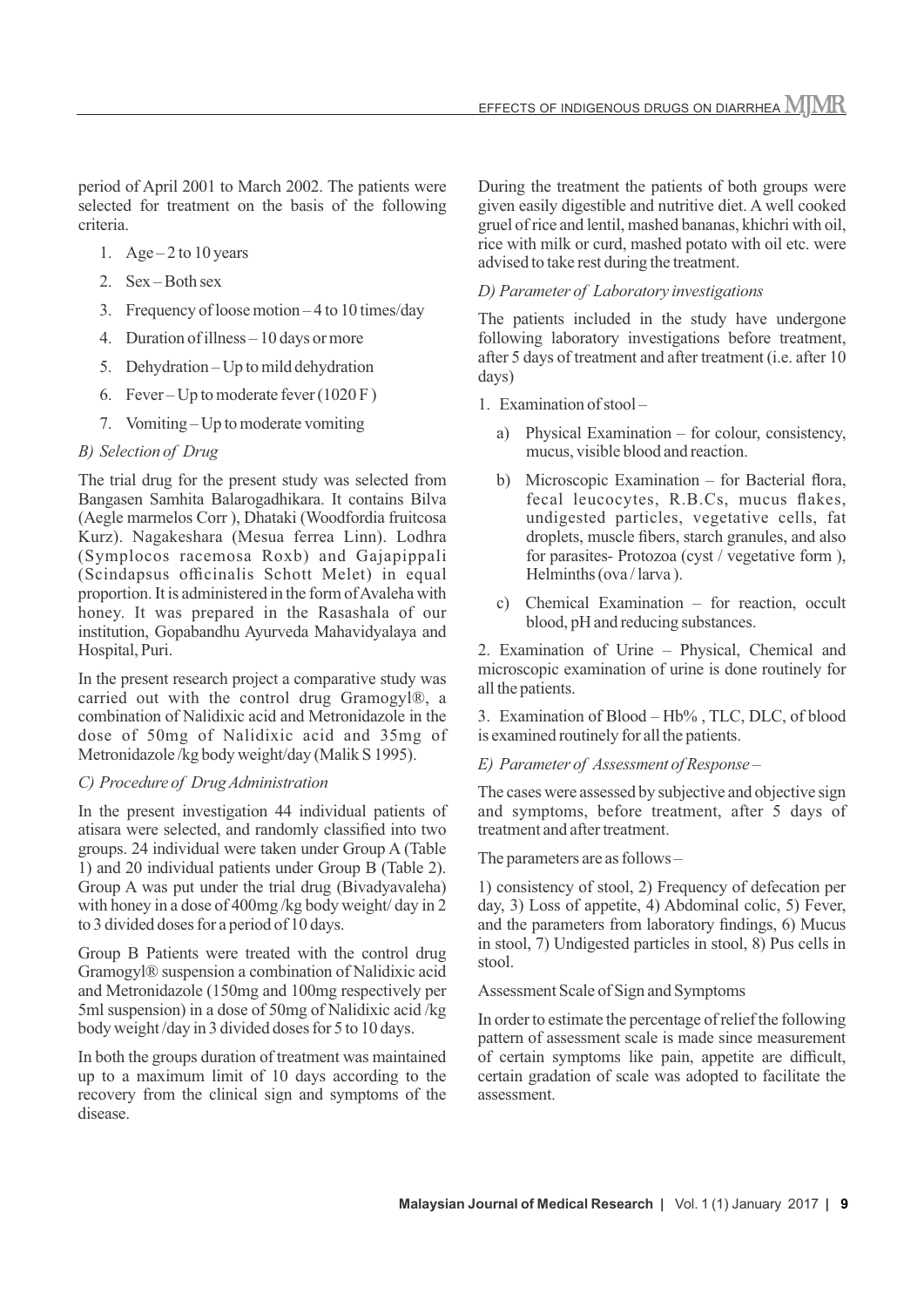period of April 2001 to March 2002. The patients were selected for treatment on the basis of the following criteria.

1. Age – 2 to 10 years
2. Sex – Both sex
3. Frequency of loose motion – 4 to 10 times/day
4. Duration of illness – 10 days or more
5. Dehydration – Up to mild dehydration
6. Fever – Up to moderate fever (1020 F )
7. Vomiting – Up to moderate vomiting

*B) Selection of Drug*

The trial drug for the present study was selected from Bangasen Samhita Balarogadhikara. It contains Bilva (Aegle marmelos Corr ), Dhataki (Woodfordia fruitcosa Kurz). Nagakeshara (Mesua ferrea Linn). Lodhra (Symplocos racemosa Roxb) and Gajapippali (Scindapsus officinalis Schott Melet) in equal proportion. It is administered in the form of Avaleha with honey. It was prepared in the Rasashala of our institution, Gopabandhu Ayurveda Mahavidyalaya and Hospital, Puri.

In the present research project a comparative study was carried out with the control drug Gramogyl®, a combination of Nalidixic acid and Metronidazole in the dose of 50mg of Nalidixic acid and 35mg of Metronidazole /kg body weight/day (Malik S 1995).

*C) Procedure of Drug Administration*

In the present investigation 44 individual patients of atisara were selected, and randomly classified into two groups. 24 individual were taken under Group A (Table 1) and 20 individual patients under Group B (Table 2). Group A was put under the trial drug (Bivadyavaleha) with honey in a dose of 400mg /kg body weight/ day in 2 to 3 divided doses for a period of 10 days.

Group B Patients were treated with the control drug Gramogyl® suspension a combination of Nalidixic acid and Metronidazole (150mg and 100mg respectively per 5ml suspension) in a dose of 50mg of Nalidixic acid /kg body weight /day in 3 divided doses for 5 to 10 days.

In both the groups duration of treatment was maintained up to a maximum limit of 10 days according to the recovery from the clinical sign and symptoms of the disease.

During the treatment the patients of both groups were given easily digestible and nutritive diet. A well cooked gruel of rice and lentil, mashed bananas, khichri with oil, rice with milk or curd, mashed potato with oil etc. were advised to take rest during the treatment.

*D) Parameter of Laboratory investigations*

The patients included in the study have undergone following laboratory investigations before treatment, after 5 days of treatment and after treatment (i.e. after 10 days)

1. Examination of stool –
   a) Physical Examination – for colour, consistency, mucus, visible blood and reaction.
   b) Microscopic Examination – for Bacterial flora, fecal leucocytes, R.B.Cs, mucus flakes, undigested particles, vegetative cells, fat droplets, muscle fibers, starch granules, and also for parasites- Protozoa (cyst / vegetative form ), Helminths (ova / larva ).
   c) Chemical Examination – for reaction, occult blood, pH and reducing substances.

2. Examination of Urine – Physical, Chemical and microscopic examination of urine is done routinely for all the patients.

3. Examination of Blood – Hb% , TLC, DLC, of blood is examined routinely for all the patients.

*E) Parameter of Assessment of Response –*

The cases were assessed by subjective and objective sign and symptoms, before treatment, after 5 days of treatment and after treatment.

The parameters are as follows –

1) consistency of stool, 2) Frequency of defecation per day, 3) Loss of appetite, 4) Abdominal colic, 5) Fever, and the parameters from laboratory findings, 6) Mucus in stool, 7) Undigested particles in stool, 8) Pus cells in stool.

Assessment Scale of Sign and Symptoms

In order to estimate the percentage of relief the following pattern of assessment scale is made since measurement of certain symptoms like pain, appetite are difficult, certain gradation of scale was adopted to facilitate the assessment.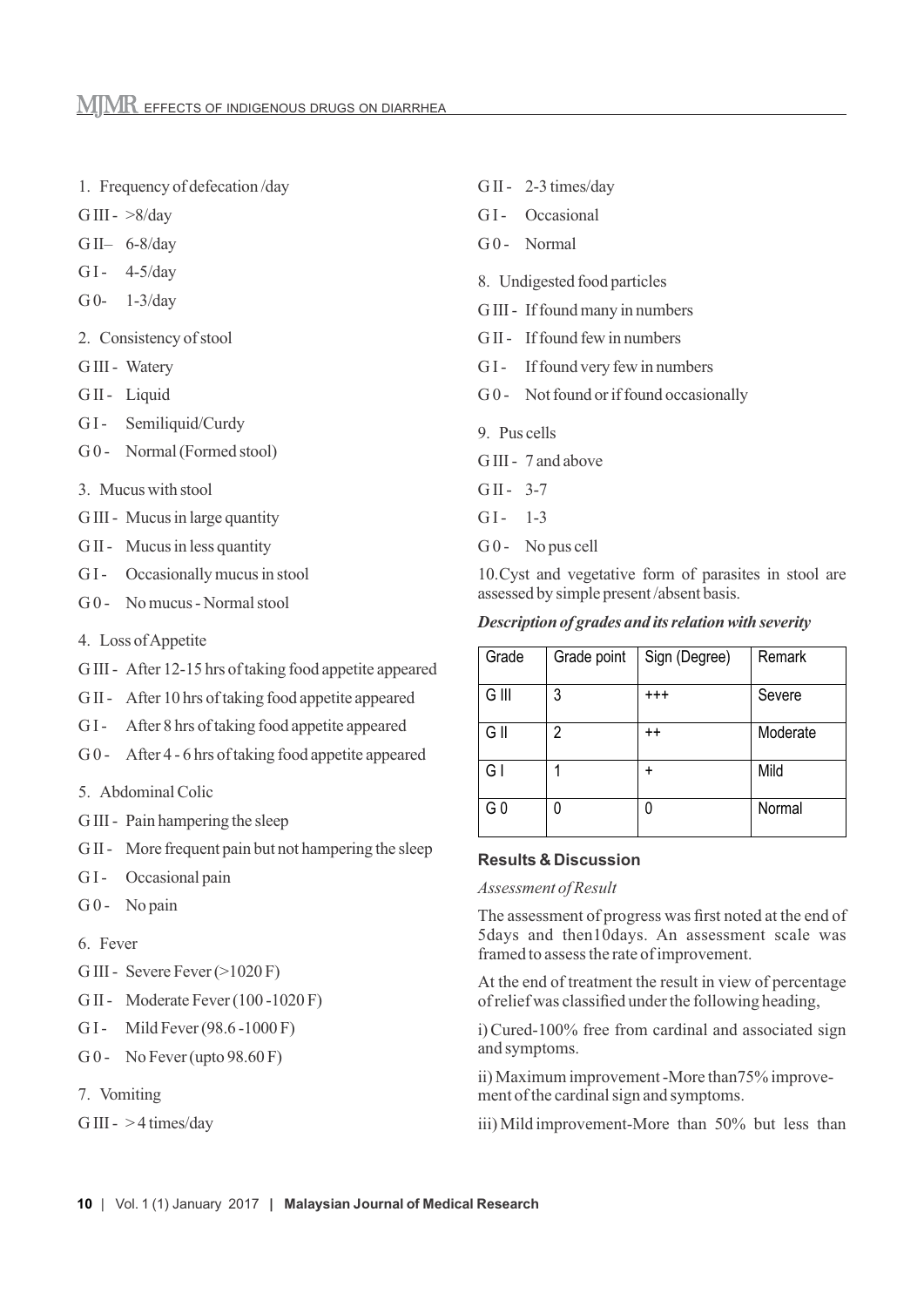1. Frequency of defecation /day

G III - >8/day

G II– 6-8/day

G I - 4-5/day

G 0- 1-3/day

2. Consistency of stool

G III - Watery

G II - Liquid

G I - Semiliquid/Curdy

G 0 - Normal (Formed stool)

3. Mucus with stool

G III - Mucus in large quantity

G II - Mucus in less quantity

G I - Occasionally mucus in stool

G 0 - No mucus - Normal stool

4. Loss of Appetite

G III - After 12-15 hrs of taking food appetite appeared

G II - After 10 hrs of taking food appetite appeared

G I - After 8 hrs of taking food appetite appeared

G 0 - After 4 - 6 hrs of taking food appetite appeared

5. Abdominal Colic

G III - Pain hampering the sleep

G II - More frequent pain but not hampering the sleep

G I - Occasional pain

G 0 - No pain

6. Fever

G III - Severe Fever (>1020 F)

G II - Moderate Fever (100 -1020 F)

G I - Mild Fever (98.6 -1000 F)

G 0 - No Fever (upto 98.60 F)

7. Vomiting

G III - > 4 times/day

G II - 2-3 times/day

G I - Occasional

G 0 - Normal

8. Undigested food particles

G III - If found many in numbers

G II - If found few in numbers

G I - If found very few in numbers

G 0 - Not found or if found occasionally

9. Pus cells

G III - 7 and above

G II - 3-7

G I - 1-3

G 0 - No pus cell

10. Cyst and vegetative form of parasites in stool are assessed by simple present /absent basis.

***Description of grades and its relation with severity***

| Grade | Grade point | Sign (Degree) | Remark |
|---|---|---|---|
| G III | 3 | +++ | Severe |
| G II | 2 | ++ | Moderate |
| G I | 1 | + | Mild |
| G 0 | 0 | 0 | Normal |

## Results & Discussion

*Assessment of Result*

The assessment of progress was first noted at the end of 5days and then10days. An assessment scale was framed to assess the rate of improvement.

At the end of treatment the result in view of percentage of relief was classified under the following heading,

i) Cured-100% free from cardinal and associated sign and symptoms.

ii) Maximum improvement -More than75% improvement of the cardinal sign and symptoms.

iii) Mild improvement-More than 50% but less than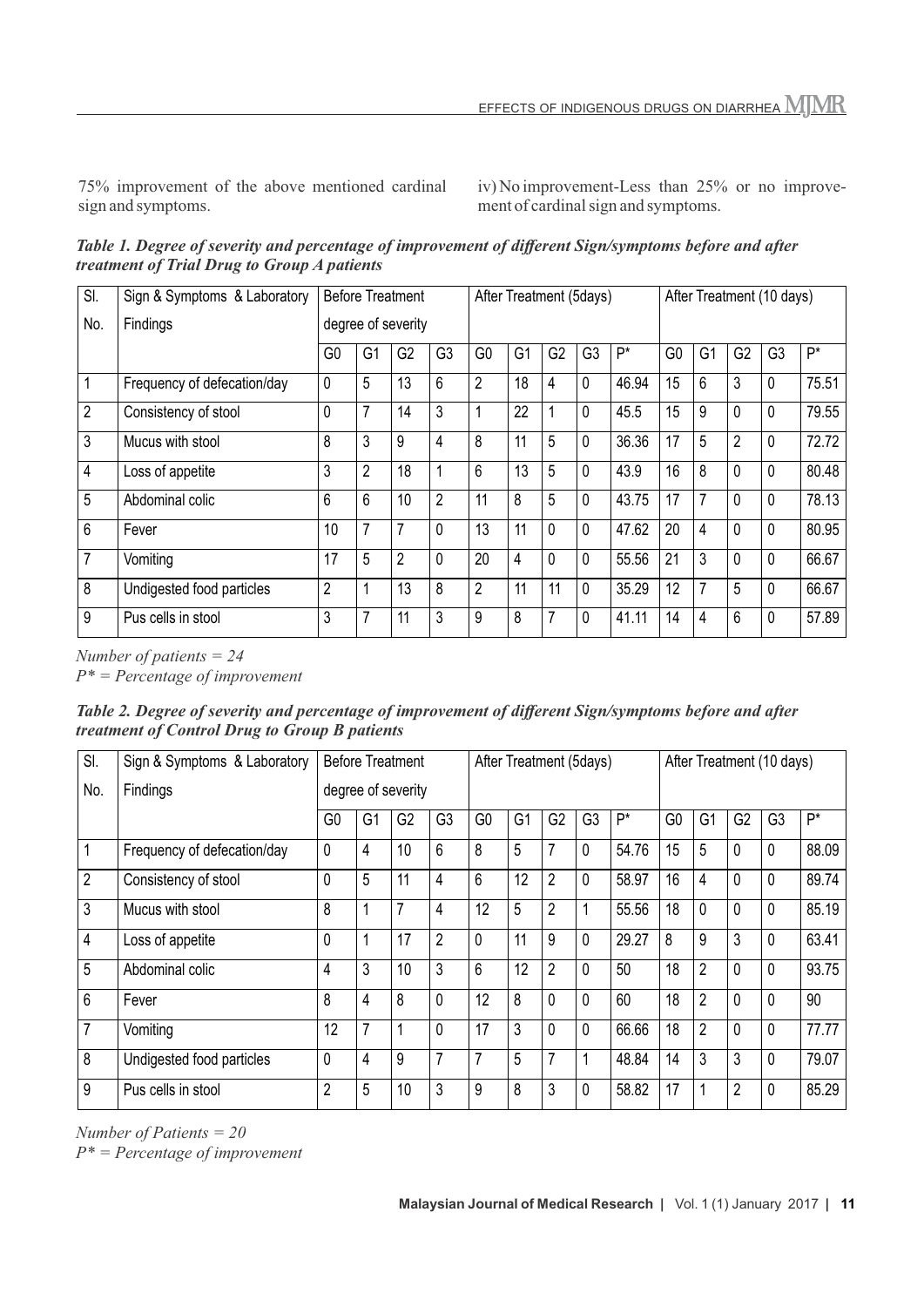75% improvement of the above mentioned cardinal sign and symptoms.

iv) No improvement-Less than 25% or no improvement of cardinal sign and symptoms.

***Table 1. Degree of severity and percentage of improvement of different Sign/symptoms before and after treatment of Trial Drug to Group A patients***

| Sl. No. | Sign & Symptoms & Laboratory Findings | Before Treatment degree of severity | | | | After Treatment (5days) | | | | | After Treatment (10 days) | | | | |
|---|---|---|---|---|---|---|---|---|---|---|---|---|---|---|---|
| | | G0 | G1 | G2 | G3 | G0 | G1 | G2 | G3 | P* | G0 | G1 | G2 | G3 | P* |
| 1 | Frequency of defecation/day | 0 | 5 | 13 | 6 | 2 | 18 | 4 | 0 | 46.94 | 15 | 6 | 3 | 0 | 75.51 |
| 2 | Consistency of stool | 0 | 7 | 14 | 3 | 1 | 22 | 1 | 0 | 45.5 | 15 | 9 | 0 | 0 | 79.55 |
| 3 | Mucus with stool | 8 | 3 | 9 | 4 | 8 | 11 | 5 | 0 | 36.36 | 17 | 5 | 2 | 0 | 72.72 |
| 4 | Loss of appetite | 3 | 2 | 18 | 1 | 6 | 13 | 5 | 0 | 43.9 | 16 | 8 | 0 | 0 | 80.48 |
| 5 | Abdominal colic | 6 | 6 | 10 | 2 | 11 | 8 | 5 | 0 | 43.75 | 17 | 7 | 0 | 0 | 78.13 |
| 6 | Fever | 10 | 7 | 7 | 0 | 13 | 11 | 0 | 0 | 47.62 | 20 | 4 | 0 | 0 | 80.95 |
| 7 | Vomiting | 17 | 5 | 2 | 0 | 20 | 4 | 0 | 0 | 55.56 | 21 | 3 | 0 | 0 | 66.67 |
| 8 | Undigested food particles | 2 | 1 | 13 | 8 | 2 | 11 | 11 | 0 | 35.29 | 12 | 7 | 5 | 0 | 66.67 |
| 9 | Pus cells in stool | 3 | 7 | 11 | 3 | 9 | 8 | 7 | 0 | 41.11 | 14 | 4 | 6 | 0 | 57.89 |

*Number of patients = 24*
*P* = Percentage of improvement*

***Table 2. Degree of severity and percentage of improvement of different Sign/symptoms before and after treatment of Control Drug to Group B patients***

| Sl. No. | Sign & Symptoms & Laboratory Findings | Before Treatment degree of severity | | | | After Treatment (5days) | | | | | After Treatment (10 days) | | | | |
|---|---|---|---|---|---|---|---|---|---|---|---|---|---|---|---|
| | | G0 | G1 | G2 | G3 | G0 | G1 | G2 | G3 | P* | G0 | G1 | G2 | G3 | P* |
| 1 | Frequency of defecation/day | 0 | 4 | 10 | 6 | 8 | 5 | 7 | 0 | 54.76 | 15 | 5 | 0 | 0 | 88.09 |
| 2 | Consistency of stool | 0 | 5 | 11 | 4 | 6 | 12 | 2 | 0 | 58.97 | 16 | 4 | 0 | 0 | 89.74 |
| 3 | Mucus with stool | 8 | 1 | 7 | 4 | 12 | 5 | 2 | 1 | 55.56 | 18 | 0 | 0 | 0 | 85.19 |
| 4 | Loss of appetite | 0 | 1 | 17 | 2 | 0 | 11 | 9 | 0 | 29.27 | 8 | 9 | 3 | 0 | 63.41 |
| 5 | Abdominal colic | 4 | 3 | 10 | 3 | 6 | 12 | 2 | 0 | 50 | 18 | 2 | 0 | 0 | 93.75 |
| 6 | Fever | 8 | 4 | 8 | 0 | 12 | 8 | 0 | 0 | 60 | 18 | 2 | 0 | 0 | 90 |
| 7 | Vomiting | 12 | 7 | 1 | 0 | 17 | 3 | 0 | 0 | 66.66 | 18 | 2 | 0 | 0 | 77.77 |
| 8 | Undigested food particles | 0 | 4 | 9 | 7 | 7 | 5 | 7 | 1 | 48.84 | 14 | 3 | 3 | 0 | 79.07 |
| 9 | Pus cells in stool | 2 | 5 | 10 | 3 | 9 | 8 | 3 | 0 | 58.82 | 17 | 1 | 2 | 0 | 85.29 |

*Number of Patients = 20*
*P* = Percentage of improvement*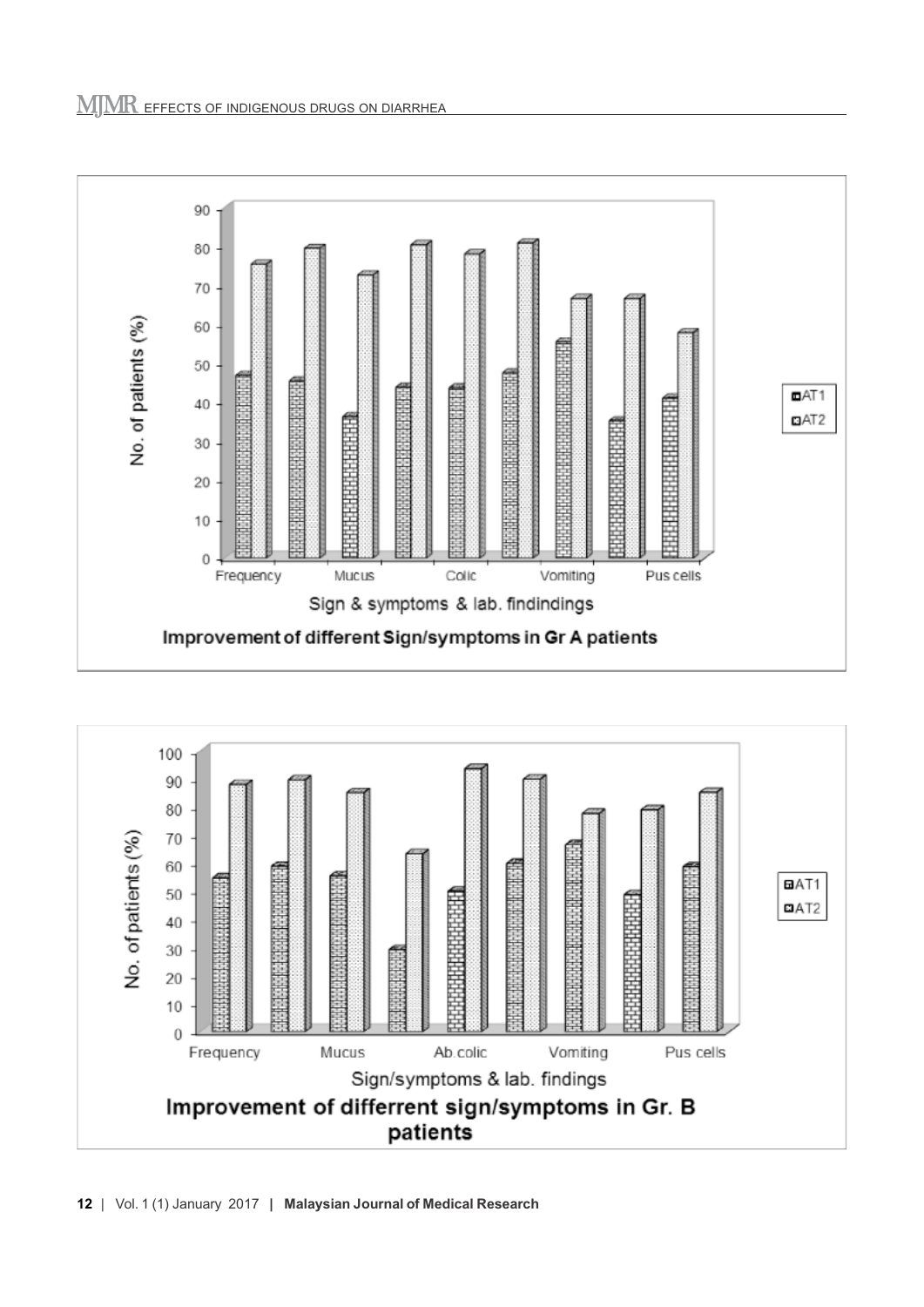90
80
70
60
50
40
30
20
10
0

No. of patients (%)

Frequency
Mucus
Colic
Vomiting
Pus cells

AT1
AT2

Sign & symptoms & lab. findindings

**Improvement of different Sign/symptoms in Gr A patients**

100
90
80
70
60
50
40
30
20
10
0

No. of patients (%)

Frequency
Mucus
Ab.colic
Vomiting
Pus cells

AT1
AT2

Sign/symptoms & lab. findings

**Improvement of differrent sign/symptoms in Gr. B patients**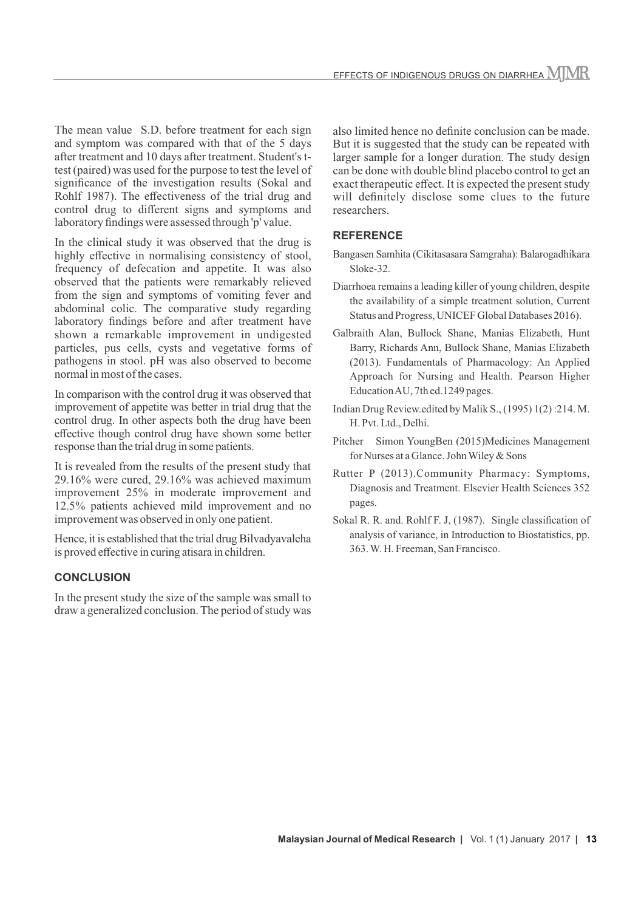The mean value S.D. before treatment for each sign and symptom was compared with that of the 5 days after treatment and 10 days after treatment. Student's t-test (paired) was used for the purpose to test the level of significance of the investigation results (Sokal and Rohlf 1987). The effectiveness of the trial drug and control drug to different signs and symptoms and laboratory findings were assessed through 'p' value.

In the clinical study it was observed that the drug is highly effective in normalising consistency of stool, frequency of defecation and appetite. It was also observed that the patients were remarkably relieved from the sign and symptoms of vomiting fever and abdominal colic. The comparative study regarding laboratory findings before and after treatment have shown a remarkable improvement in undigested particles, pus cells, cysts and vegetative forms of pathogens in stool. pH was also observed to become normal in most of the cases.

In comparison with the control drug it was observed that improvement of appetite was better in trial drug that the control drug. In other aspects both the drug have been effective though control drug have shown some better response than the trial drug in some patients.

It is revealed from the results of the present study that 29.16% were cured, 29.16% was achieved maximum improvement 25% in moderate improvement and 12.5% patients achieved mild improvement and no improvement was observed in only one patient.

Hence, it is established that the trial drug Bilvadyavaleha is proved effective in curing atisara in children.

## CONCLUSION

In the present study the size of the sample was small to draw a generalized conclusion. The period of study was also limited hence no definite conclusion can be made. But it is suggested that the study can be repeated with larger sample for a longer duration. The study design can be done with double blind placebo control to get an exact therapeutic effect. It is expected the present study will definitely disclose some clues to the future researchers.

## REFERENCE

Bangasen Samhita (Cikitasasara Samgraha): Balarogadhikara Sloke-32.

Diarrhoea remains a leading killer of young children, despite the availability of a simple treatment solution, Current Status and Progress, UNICEF Global Databases 2016).

Galbraith Alan, Bullock Shane, Manias Elizabeth, Hunt Barry, Richards Ann, Bullock Shane, Manias Elizabeth (2013). Fundamentals of Pharmacology: An Applied Approach for Nursing and Health. Pearson Higher Education AU, 7th ed.1249 pages.

Indian Drug Review.edited by Malik S., (1995) 1(2) :214. M. H. Pvt. Ltd., Delhi.

Pitcher Simon YoungBen (2015)Medicines Management for Nurses at a Glance. John Wiley & Sons

Rutter P (2013).Community Pharmacy: Symptoms, Diagnosis and Treatment. Elsevier Health Sciences 352 pages.

Sokal R. R. and. Rohlf F. J, (1987). Single classification of analysis of variance, in Introduction to Biostatistics, pp. 363. W. H. Freeman, San Francisco.